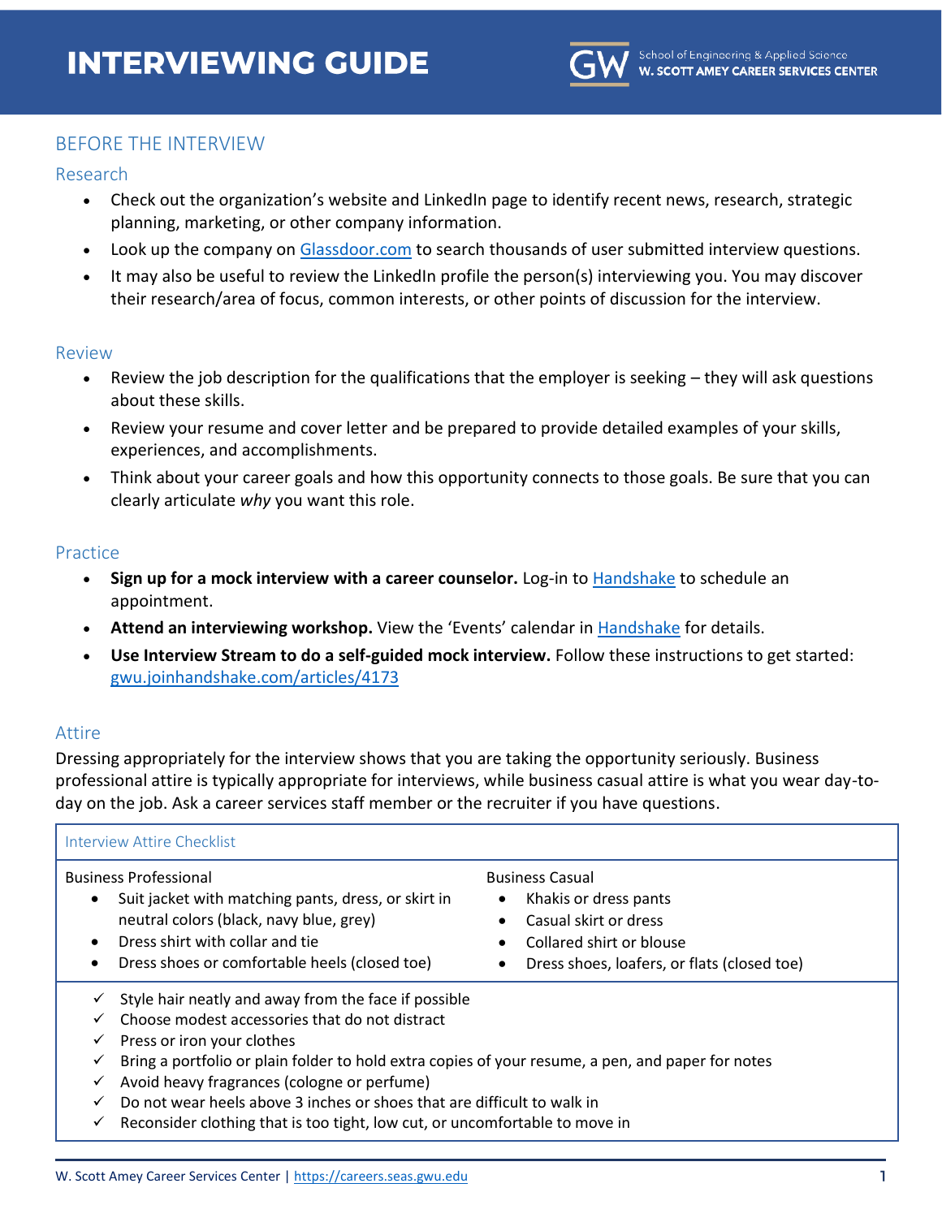# INTERVIEWING GUIDE

School of Engineering & Applied Science
**W. SCOTT AMEY CAREER SERVICES CENTER**

## BEFORE THE INTERVIEW

### Research

- Check out the organization's website and LinkedIn page to identify recent news, research, strategic planning, marketing, or other company information.
- Look up the company on [Glassdoor.com](Glassdoor.com) to search thousands of user submitted interview questions.
- It may also be useful to review the LinkedIn profile the person(s) interviewing you. You may discover their research/area of focus, common interests, or other points of discussion for the interview.

### Review

- Review the job description for the qualifications that the employer is seeking – they will ask questions about these skills.
- Review your resume and cover letter and be prepared to provide detailed examples of your skills, experiences, and accomplishments.
- Think about your career goals and how this opportunity connects to those goals. Be sure that you can clearly articulate *why* you want this role.

### Practice

- **Sign up for a mock interview with a career counselor.** Log-in to Handshake to schedule an appointment.
- **Attend an interviewing workshop.** View the 'Events' calendar in Handshake for details.
- **Use Interview Stream to do a self-guided mock interview.** Follow these instructions to get started: gwu.joinhandshake.com/articles/4173

### Attire

Dressing appropriately for the interview shows that you are taking the opportunity seriously. Business professional attire is typically appropriate for interviews, while business casual attire is what you wear day-to-day on the job. Ask a career services staff member or the recruiter if you have questions.

| Interview Attire Checklist | |
|---|---|
| **Business Professional** | **Business Casual** |
| • Suit jacket with matching pants, dress, or skirt in neutral colors (black, navy blue, grey) | • Khakis or dress pants |
| • Dress shirt with collar and tie | • Casual skirt or dress |
| • Dress shoes or comfortable heels (closed toe) | • Collared shirt or blouse |
| | • Dress shoes, loafers, or flats (closed toe) |

- ✓ Style hair neatly and away from the face if possible
- ✓ Choose modest accessories that do not distract
- ✓ Press or iron your clothes
- ✓ Bring a portfolio or plain folder to hold extra copies of your resume, a pen, and paper for notes
- ✓ Avoid heavy fragrances (cologne or perfume)
- ✓ Do not wear heels above 3 inches or shoes that are difficult to walk in
- ✓ Reconsider clothing that is too tight, low cut, or uncomfortable to move in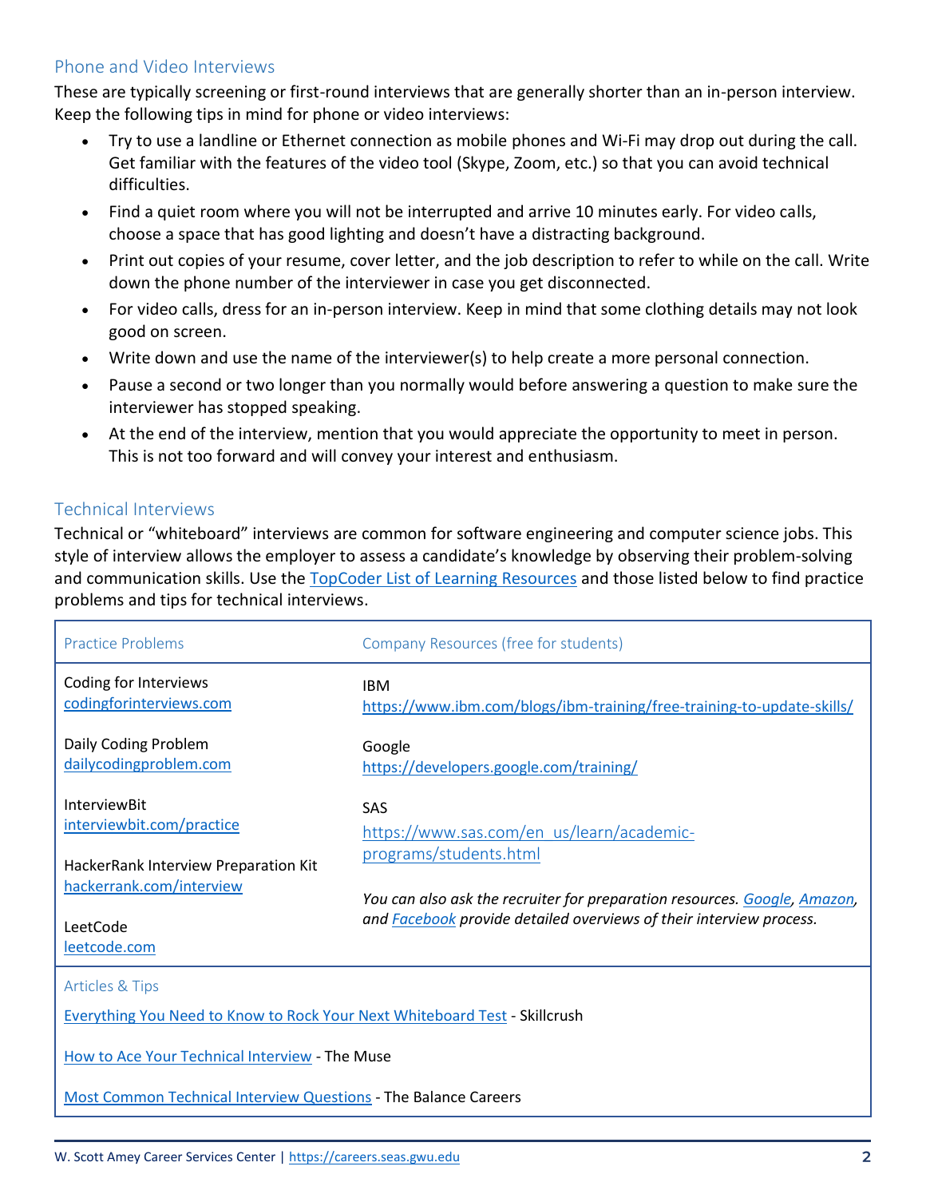## Phone and Video Interviews

These are typically screening or first-round interviews that are generally shorter than an in-person interview. Keep the following tips in mind for phone or video interviews:

- Try to use a landline or Ethernet connection as mobile phones and Wi-Fi may drop out during the call. Get familiar with the features of the video tool (Skype, Zoom, etc.) so that you can avoid technical difficulties.
- Find a quiet room where you will not be interrupted and arrive 10 minutes early. For video calls, choose a space that has good lighting and doesn't have a distracting background.
- Print out copies of your resume, cover letter, and the job description to refer to while on the call. Write down the phone number of the interviewer in case you get disconnected.
- For video calls, dress for an in-person interview. Keep in mind that some clothing details may not look good on screen.
- Write down and use the name of the interviewer(s) to help create a more personal connection.
- Pause a second or two longer than you normally would before answering a question to make sure the interviewer has stopped speaking.
- At the end of the interview, mention that you would appreciate the opportunity to meet in person. This is not too forward and will convey your interest and enthusiasm.

## Technical Interviews

Technical or "whiteboard" interviews are common for software engineering and computer science jobs. This style of interview allows the employer to assess a candidate's knowledge by observing their problem-solving and communication skills. Use the TopCoder List of Learning Resources and those listed below to find practice problems and tips for technical interviews.

| Practice Problems | Company Resources (free for students) |
| --- | --- |
| Coding for Interviews<br>codingforinterviews.com<br><br>Daily Coding Problem<br>dailycodingproblem.com<br><br>InterviewBit<br>interviewbit.com/practice<br><br>HackerRank Interview Preparation Kit<br>hackerrank.com/interview<br><br>LeetCode<br>leetcode.com | IBM<br>https://www.ibm.com/blogs/ibm-training/free-training-to-update-skills/<br><br>Google<br>https://developers.google.com/training/<br><br>SAS<br>https://www.sas.com/en_us/learn/academic-programs/students.html<br><br>*You can also ask the recruiter for preparation resources. Google, Amazon, and Facebook provide detailed overviews of their interview process.* |

**Articles & Tips**

Everything You Need to Know to Rock Your Next Whiteboard Test - Skillcrush

How to Ace Your Technical Interview - The Muse

Most Common Technical Interview Questions - The Balance Careers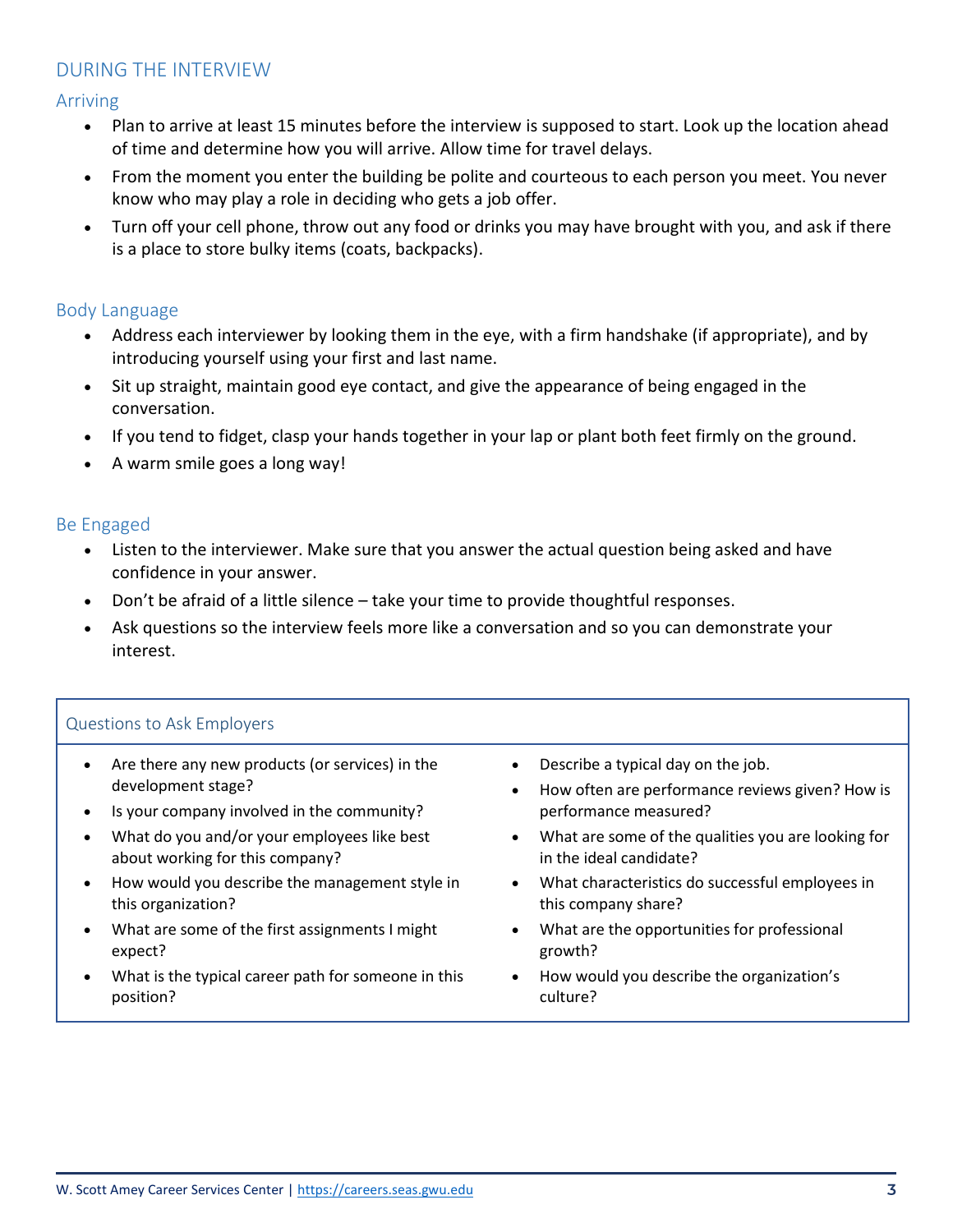## DURING THE INTERVIEW

### Arriving

- Plan to arrive at least 15 minutes before the interview is supposed to start. Look up the location ahead of time and determine how you will arrive. Allow time for travel delays.
- From the moment you enter the building be polite and courteous to each person you meet. You never know who may play a role in deciding who gets a job offer.
- Turn off your cell phone, throw out any food or drinks you may have brought with you, and ask if there is a place to store bulky items (coats, backpacks).

### Body Language

- Address each interviewer by looking them in the eye, with a firm handshake (if appropriate), and by introducing yourself using your first and last name.
- Sit up straight, maintain good eye contact, and give the appearance of being engaged in the conversation.
- If you tend to fidget, clasp your hands together in your lap or plant both feet firmly on the ground.
- A warm smile goes a long way!

### Be Engaged

- Listen to the interviewer. Make sure that you answer the actual question being asked and have confidence in your answer.
- Don't be afraid of a little silence – take your time to provide thoughtful responses.
- Ask questions so the interview feels more like a conversation and so you can demonstrate your interest.

### Questions to Ask Employers

- Are there any new products (or services) in the development stage?
- Is your company involved in the community?
- What do you and/or your employees like best about working for this company?
- How would you describe the management style in this organization?
- What are some of the first assignments I might expect?
- What is the typical career path for someone in this position?
- Describe a typical day on the job.
- How often are performance reviews given? How is performance measured?
- What are some of the qualities you are looking for in the ideal candidate?
- What characteristics do successful employees in this company share?
- What are the opportunities for professional growth?
- How would you describe the organization's culture?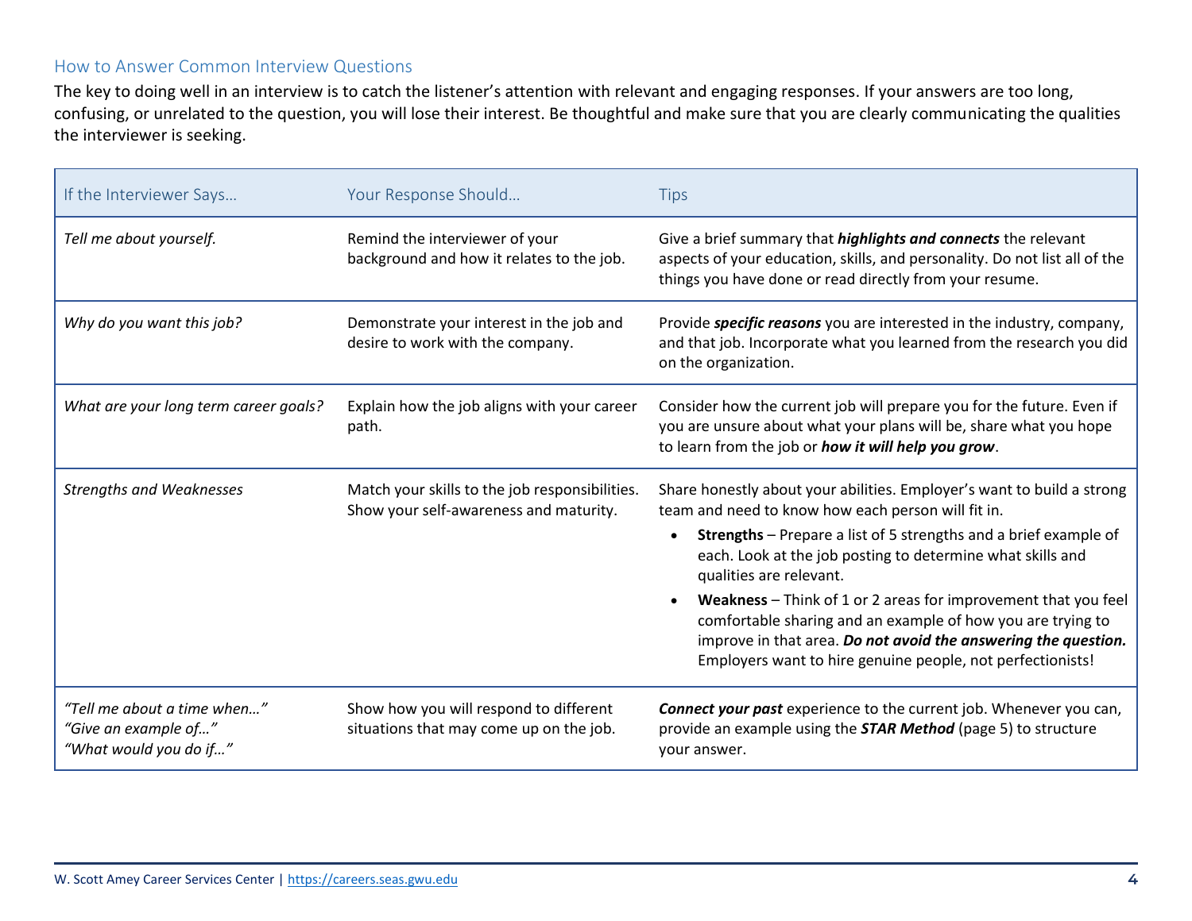## How to Answer Common Interview Questions

The key to doing well in an interview is to catch the listener's attention with relevant and engaging responses. If your answers are too long, confusing, or unrelated to the question, you will lose their interest. Be thoughtful and make sure that you are clearly communicating the qualities the interviewer is seeking.

| If the Interviewer Says… | Your Response Should… | Tips |
|---|---|---|
| *Tell me about yourself.* | Remind the interviewer of your background and how it relates to the job. | Give a brief summary that ***highlights and connects*** the relevant aspects of your education, skills, and personality. Do not list all of the things you have done or read directly from your resume. |
| *Why do you want this job?* | Demonstrate your interest in the job and desire to work with the company. | Provide ***specific reasons*** you are interested in the industry, company, and that job. Incorporate what you learned from the research you did on the organization. |
| *What are your long term career goals?* | Explain how the job aligns with your career path. | Consider how the current job will prepare you for the future. Even if you are unsure about what your plans will be, share what you hope to learn from the job or ***how it will help you grow***. |
| *Strengths and Weaknesses* | Match your skills to the job responsibilities. Show your self-awareness and maturity. | Share honestly about your abilities. Employer's want to build a strong team and need to know how each person will fit in.<br>• **Strengths** – Prepare a list of 5 strengths and a brief example of each. Look at the job posting to determine what skills and qualities are relevant.<br>• **Weakness** – Think of 1 or 2 areas for improvement that you feel comfortable sharing and an example of how you are trying to improve in that area. ***Do not avoid the answering the question.*** Employers want to hire genuine people, not perfectionists! |
| *"Tell me about a time when…"*<br>*"Give an example of…"*<br>*"What would you do if…"* | Show how you will respond to different situations that may come up on the job. | ***Connect your past*** experience to the current job. Whenever you can, provide an example using the ***STAR Method*** (page 5) to structure your answer. |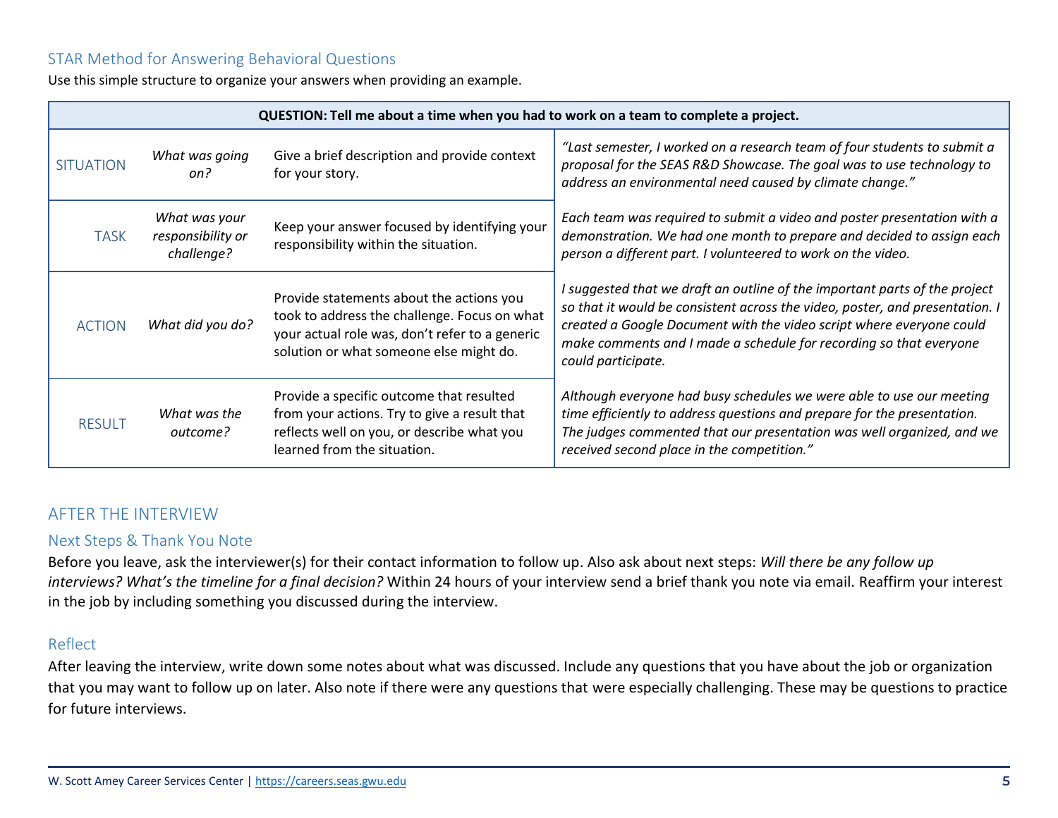### STAR Method for Answering Behavioral Questions

Use this simple structure to organize your answers when providing an example.

| **QUESTION: Tell me about a time when you had to work on a team to complete a project.** | | | |
|---|---|---|---|
| SITUATION | *What was going on?* | Give a brief description and provide context for your story. | *"Last semester, I worked on a research team of four students to submit a proposal for the SEAS R&D Showcase. The goal was to use technology to address an environmental need caused by climate change."* |
| TASK | *What was your responsibility or challenge?* | Keep your answer focused by identifying your responsibility within the situation. | *Each team was required to submit a video and poster presentation with a demonstration. We had one month to prepare and decided to assign each person a different part. I volunteered to work on the video.* |
| ACTION | *What did you do?* | Provide statements about the actions you took to address the challenge. Focus on what your actual role was, don't refer to a generic solution or what someone else might do. | *I suggested that we draft an outline of the important parts of the project so that it would be consistent across the video, poster, and presentation. I created a Google Document with the video script where everyone could make comments and I made a schedule for recording so that everyone could participate.* |
| RESULT | *What was the outcome?* | Provide a specific outcome that resulted from your actions. Try to give a result that reflects well on you, or describe what you learned from the situation. | *Although everyone had busy schedules we were able to use our meeting time efficiently to address questions and prepare for the presentation. The judges commented that our presentation was well organized, and we received second place in the competition."* |

## AFTER THE INTERVIEW

### Next Steps & Thank You Note

Before you leave, ask the interviewer(s) for their contact information to follow up. Also ask about next steps: *Will there be any follow up interviews? What's the timeline for a final decision?* Within 24 hours of your interview send a brief thank you note via email. Reaffirm your interest in the job by including something you discussed during the interview.

### Reflect

After leaving the interview, write down some notes about what was discussed. Include any questions that you have about the job or organization that you may want to follow up on later. Also note if there were any questions that were especially challenging. These may be questions to practice for future interviews.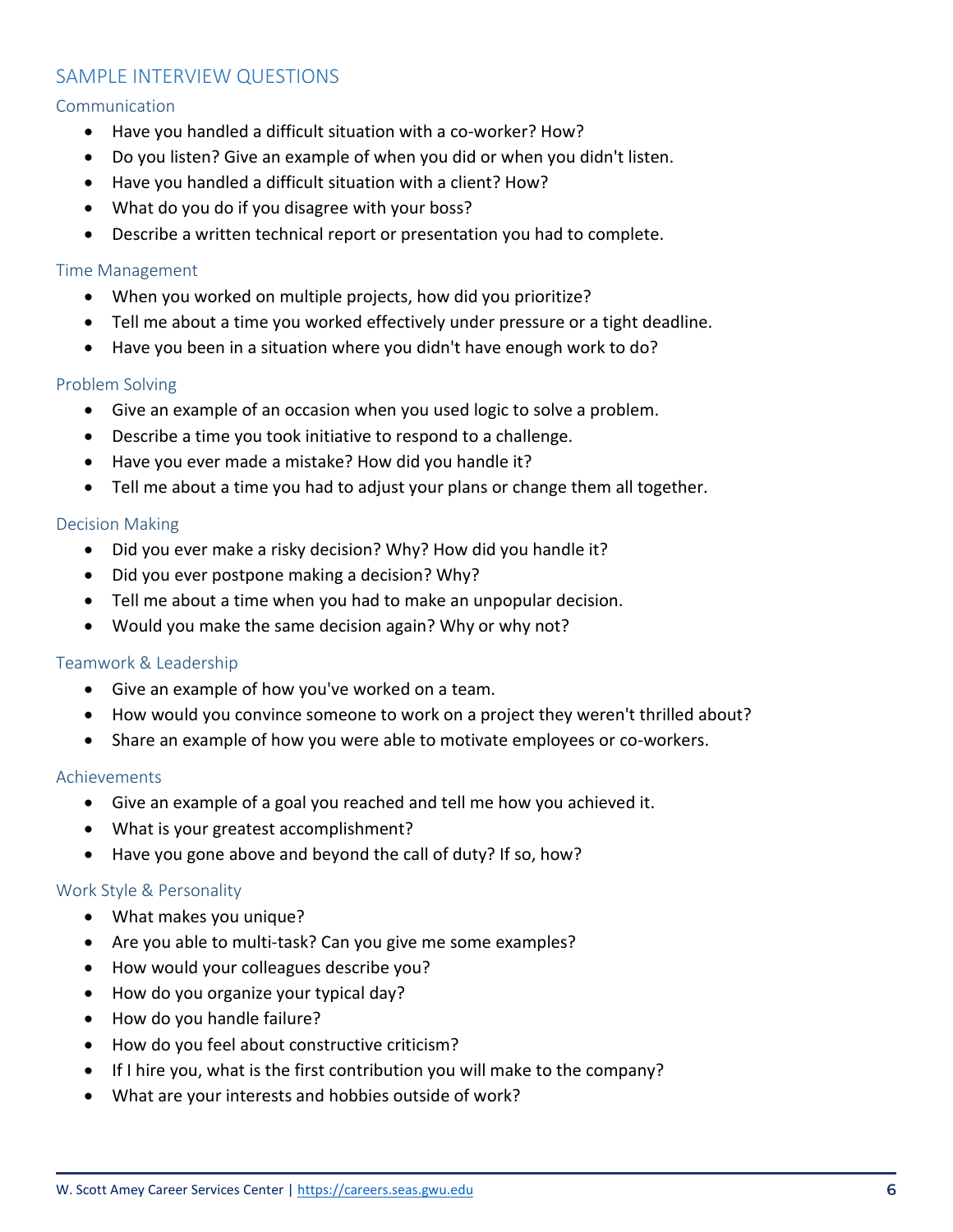## SAMPLE INTERVIEW QUESTIONS

### Communication

- Have you handled a difficult situation with a co-worker? How?
- Do you listen? Give an example of when you did or when you didn't listen.
- Have you handled a difficult situation with a client? How?
- What do you do if you disagree with your boss?
- Describe a written technical report or presentation you had to complete.

### Time Management

- When you worked on multiple projects, how did you prioritize?
- Tell me about a time you worked effectively under pressure or a tight deadline.
- Have you been in a situation where you didn't have enough work to do?

### Problem Solving

- Give an example of an occasion when you used logic to solve a problem.
- Describe a time you took initiative to respond to a challenge.
- Have you ever made a mistake? How did you handle it?
- Tell me about a time you had to adjust your plans or change them all together.

### Decision Making

- Did you ever make a risky decision? Why? How did you handle it?
- Did you ever postpone making a decision? Why?
- Tell me about a time when you had to make an unpopular decision.
- Would you make the same decision again? Why or why not?

### Teamwork & Leadership

- Give an example of how you've worked on a team.
- How would you convince someone to work on a project they weren't thrilled about?
- Share an example of how you were able to motivate employees or co-workers.

### Achievements

- Give an example of a goal you reached and tell me how you achieved it.
- What is your greatest accomplishment?
- Have you gone above and beyond the call of duty? If so, how?

### Work Style & Personality

- What makes you unique?
- Are you able to multi-task? Can you give me some examples?
- How would your colleagues describe you?
- How do you organize your typical day?
- How do you handle failure?
- How do you feel about constructive criticism?
- If I hire you, what is the first contribution you will make to the company?
- What are your interests and hobbies outside of work?